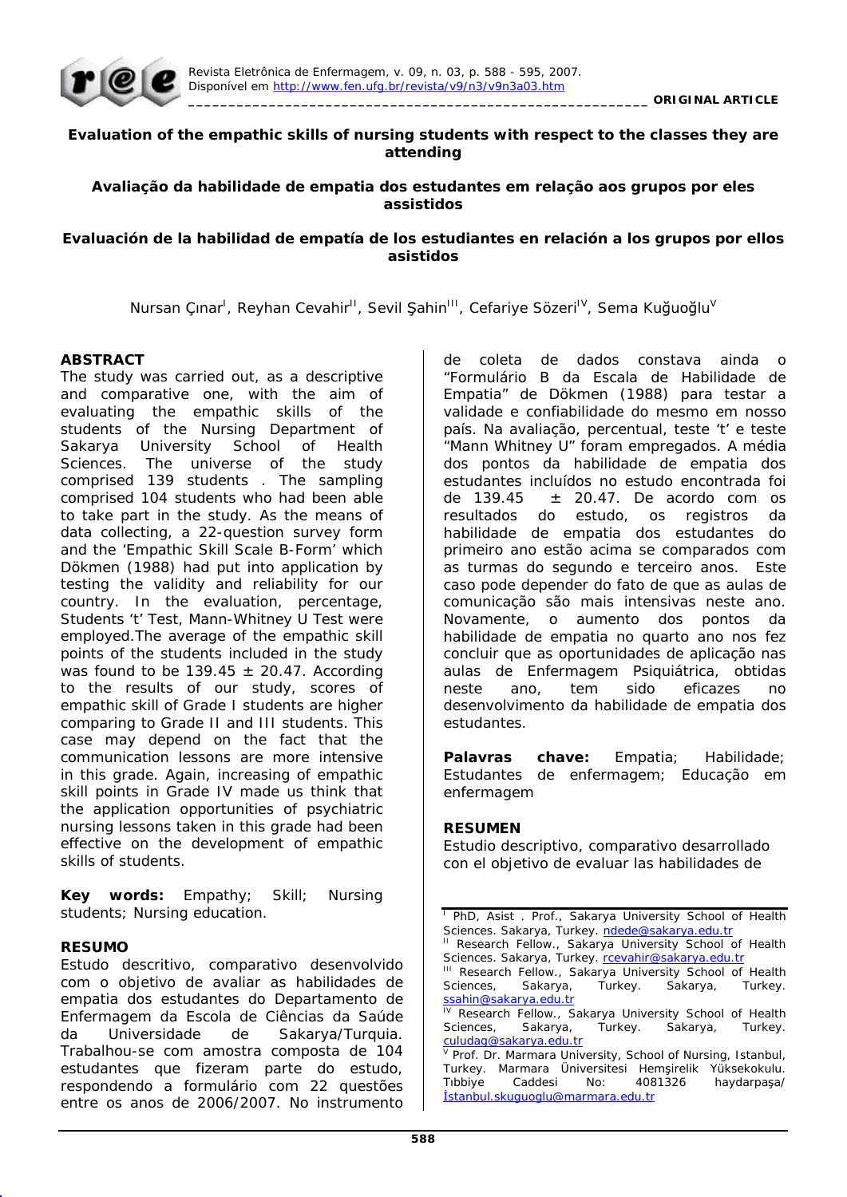ORIGINAL ARTICLE

# Evaluation of the empathic skills of nursing students with respect to the classes they are attending

# Avaliação da habilidade de empatia dos estudantes em relação aos grupos por eles assistidos

# Evaluación de la habilidad de empatía de los estudiantes en relación a los grupos por ellos asistidos

Nursan Çınar[I], Reyhan Cevahir[II], Sevil Şahin[III], Cefariye Sözeri[IV], Sema Kuğuoğlu[V]

## ABSTRACT

The study was carried out, as a descriptive and comparative one, with the aim of evaluating the empathic skills of the students of the Nursing Department of Sakarya University School of Health Sciences. The universe of the study comprised 139 students . The sampling comprised 104 students who had been able to take part in the study. As the means of data collecting, a 22-question survey form and the 'Empathic Skill Scale B-Form' which Dökmen (1988) had put into application by testing the validity and reliability for our country. In the evaluation, percentage, Students 't' Test, Mann-Whitney U Test were employed.The average of the empathic skill points of the students included in the study was found to be 139.45 ± 20.47. According to the results of our study, scores of empathic skill of Grade I students are higher comparing to Grade II and III students. This case may depend on the fact that the communication lessons are more intensive in this grade. Again, increasing of empathic skill points in Grade IV made us think that the application opportunities of psychiatric nursing lessons taken in this grade had been effective on the development of empathic skills of students.

**Key words:** Empathy; Skill; Nursing students; Nursing education.

## RESUMO

Estudo descritivo, comparativo desenvolvido com o objetivo de avaliar as habilidades de empatia dos estudantes do Departamento de Enfermagem da Escola de Ciências da Saúde da Universidade de Sakarya/Turquia. Trabalhou-se com amostra composta de 104 estudantes que fizeram parte do estudo, respondendo a formulário com 22 questões entre os anos de 2006/2007. No instrumento de coleta de dados constava ainda o "Formulário B da Escala de Habilidade de Empatia" de Dökmen (1988) para testar a validade e confiabilidade do mesmo em nosso país. Na avaliação, percentual, teste 't' e teste "Mann Whitney U" foram empregados. A média dos pontos da habilidade de empatia dos estudantes incluídos no estudo encontrada foi de 139.45 ± 20.47. De acordo com os resultados do estudo, os registros da habilidade de empatia dos estudantes do primeiro ano estão acima se comparados com as turmas do segundo e terceiro anos. Este caso pode depender do fato de que as aulas de comunicação são mais intensivas neste ano. Novamente, o aumento dos pontos da habilidade de empatia no quarto ano nos fez concluir que as oportunidades de aplicação nas aulas de Enfermagem Psiquiátrica, obtidas neste ano, tem sido eficazes no desenvolvimento da habilidade de empatia dos estudantes.

**Palavras chave:** Empatia; Habilidade; Estudantes de enfermagem; Educação em enfermagem

## RESUMEN

Estudio descriptivo, comparativo desarrollado con el objetivo de evaluar las habilidades de

---

[I] PhD, Asist . Prof., Sakarya University School of Health Sciences. Sakarya, Turkey. ndede@sakarya.edu.tr

[II] Research Fellow., Sakarya University School of Health Sciences. Sakarya, Turkey. rcevahir@sakarya.edu.tr

[III] Research Fellow., Sakarya University School of Health Sciences, Sakarya, Turkey. Sakarya, Turkey. ssahin@sakarya.edu.tr

[IV] Research Fellow., Sakarya University School of Health Sciences, Sakarya, Turkey. Sakarya, Turkey. culudag@sakarya.edu.tr

[V] Prof. Dr. Marmara University, School of Nursing, Istanbul, Turkey. Marmara Üniversitesi Hemşirelik Yüksekokulu. Tıbbiye Caddesi No: 4081326 haydarpaşa/ İstanbul.skuguoglu@marmara.edu.tr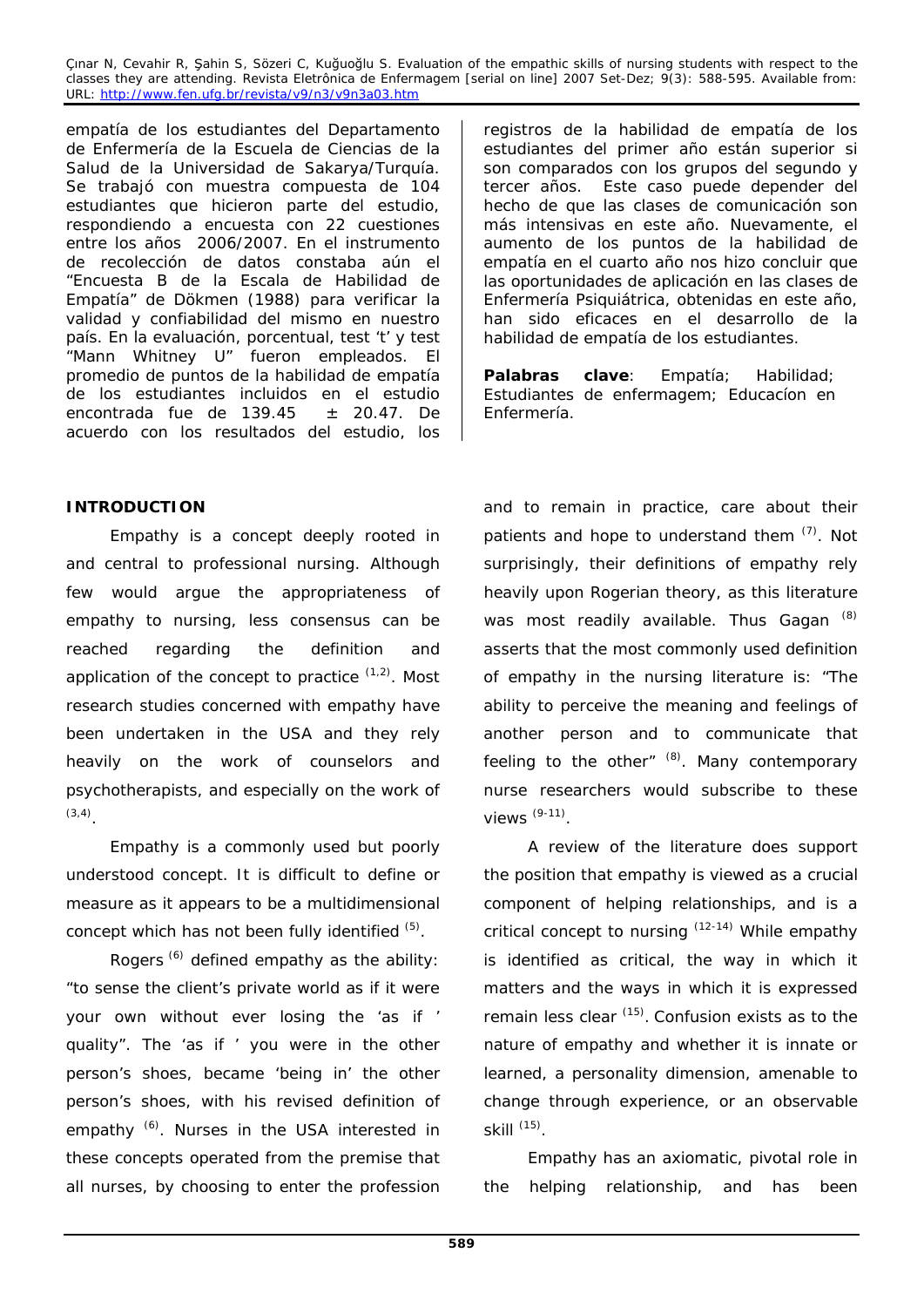empatía de los estudiantes del Departamento de Enfermería de la Escuela de Ciencias de la Salud de la Universidad de Sakarya/Turquía. Se trabajó con muestra compuesta de 104 estudiantes que hicieron parte del estudio, respondiendo a encuesta con 22 cuestiones entre los años 2006/2007. En el instrumento de recolección de datos constaba aún el "Encuesta B de la Escala de Habilidad de Empatía" de Dökmen (1988) para verificar la validad y confiabilidad del mismo en nuestro país. En la evaluación, porcentual, test 't' y test "Mann Whitney U" fueron empleados. El promedio de puntos de la habilidad de empatía de los estudiantes incluidos en el estudio encontrada fue de 139.45 ± 20.47. De acuerdo con los resultados del estudio, los registros de la habilidad de empatía de los estudiantes del primer año están superior si son comparados con los grupos del segundo y tercer años. Este caso puede depender del hecho de que las clases de comunicación son más intensivas en este año. Nuevamente, el aumento de los puntos de la habilidad de empatía en el cuarto año nos hizo concluir que las oportunidades de aplicación en las clases de Enfermería Psiquiátrica, obtenidas en este año, han sido eficaces en el desarrollo de la habilidad de empatía de los estudiantes.

**Palabras clave**: Empatía; Habilidad; Estudiantes de enfermagem; Educacíon en Enfermería.

## INTRODUCTION

Empathy is a concept deeply rooted in and central to professional nursing. Although few would argue the appropriateness of empathy to nursing, less consensus can be reached regarding the definition and application of the concept to practice [1,2]. Most research studies concerned with empathy have been undertaken in the USA and they rely heavily on the work of counselors and psychotherapists, and especially on the work of [3,4].

Empathy is a commonly used but poorly understood concept. It is difficult to define or measure as it appears to be a multidimensional concept which has not been fully identified [5].

Rogers [6] defined empathy as the ability: "to sense the client's private world as if it were your own without ever losing the 'as if ' quality". The 'as if ' you were in the other person's shoes, became 'being in' the other person's shoes, with his revised definition of empathy [6]. Nurses in the USA interested in these concepts operated from the premise that all nurses, by choosing to enter the profession and to remain in practice, care about their patients and hope to understand them [7]. Not surprisingly, their definitions of empathy rely heavily upon Rogerian theory, as this literature was most readily available. Thus Gagan [8] asserts that the most commonly used definition of empathy in the nursing literature is: "The ability to perceive the meaning and feelings of another person and to communicate that feeling to the other" [8]. Many contemporary nurse researchers would subscribe to these views [9-11].

A review of the literature does support the position that empathy is viewed as a crucial component of helping relationships, and is a critical concept to nursing [12-14] While empathy is identified as critical, the way in which it matters and the ways in which it is expressed remain less clear [15]. Confusion exists as to the nature of empathy and whether it is innate or learned, a personality dimension, amenable to change through experience, or an observable skill [15].

Empathy has an axiomatic, pivotal role in the helping relationship, and has been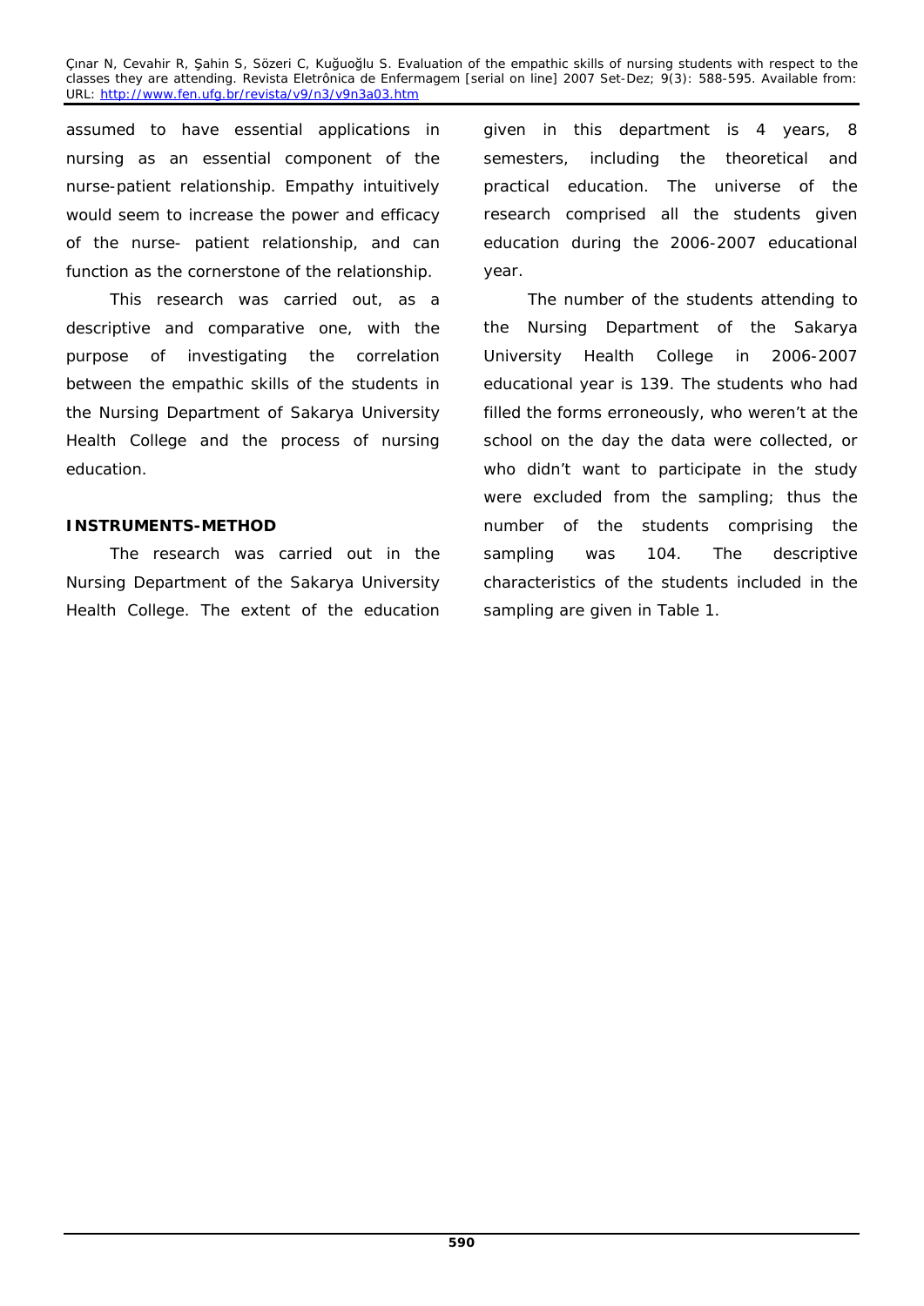assumed to have essential applications in nursing as an essential component of the nurse-patient relationship. Empathy intuitively would seem to increase the power and efficacy of the nurse- patient relationship, and can function as the cornerstone of the relationship.

This research was carried out, as a descriptive and comparative one, with the purpose of investigating the correlation between the empathic skills of the students in the Nursing Department of Sakarya University Health College and the process of nursing education.

## INSTRUMENTS-METHOD

The research was carried out in the Nursing Department of the Sakarya University Health College. The extent of the education given in this department is 4 years, 8 semesters, including the theoretical and practical education. The universe of the research comprised all the students given education during the 2006-2007 educational year.

The number of the students attending to the Nursing Department of the Sakarya University Health College in 2006-2007 educational year is 139. The students who had filled the forms erroneously, who weren't at the school on the day the data were collected, or who didn't want to participate in the study were excluded from the sampling; thus the number of the students comprising the sampling was 104. The descriptive characteristics of the students included in the sampling are given in Table 1.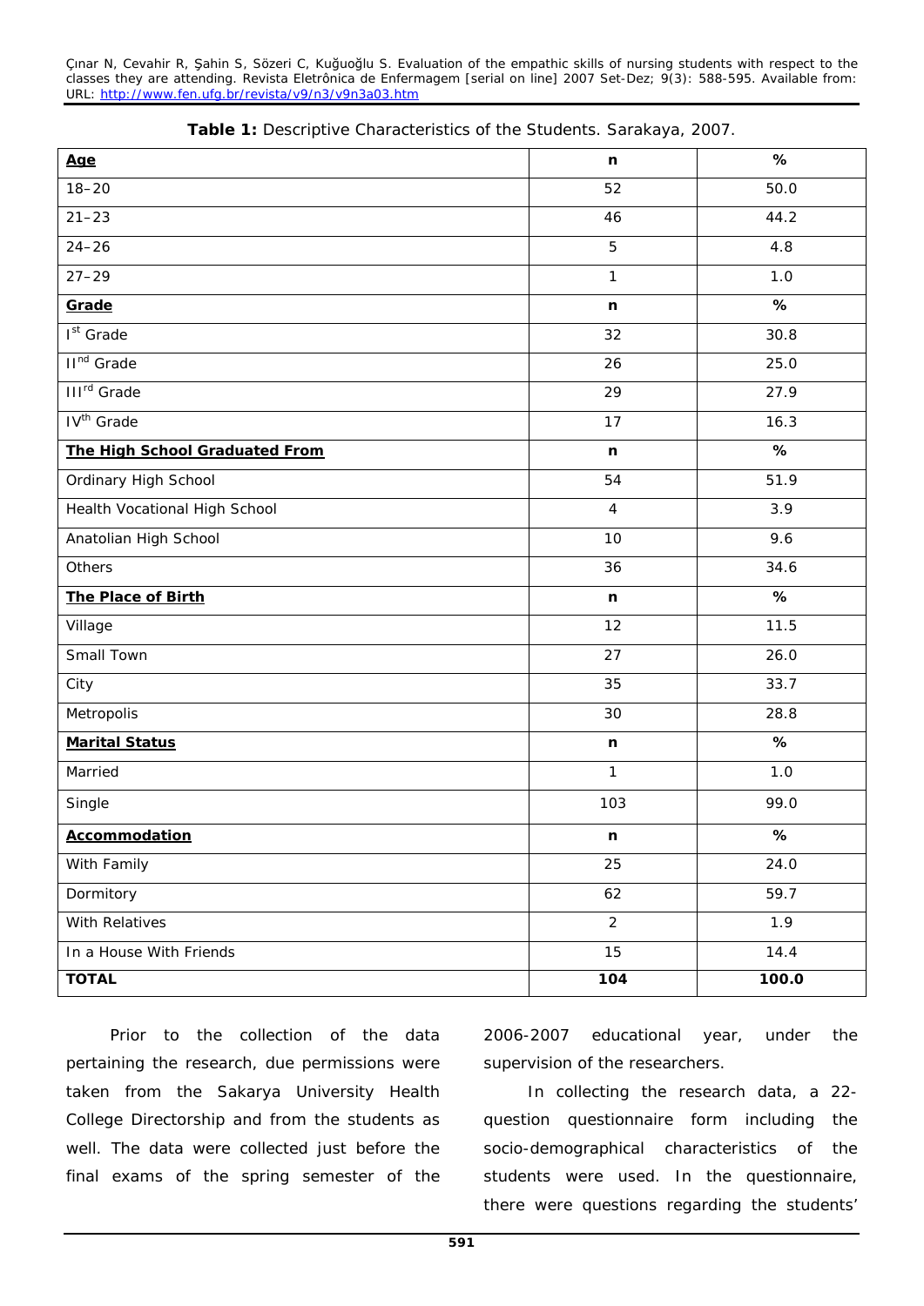**Table 1:** Descriptive Characteristics of the Students. Sarakaya, 2007.

| **Age** | **n** | **%** |
|---|---|---|
| 18–20 | 52 | 50.0 |
| 21–23 | 46 | 44.2 |
| 24–26 | 5 | 4.8 |
| 27–29 | 1 | 1.0 |
| **Grade** | **n** | **%** |
| I[st] Grade | 32 | 30.8 |
| II[nd] Grade | 26 | 25.0 |
| III[rd] Grade | 29 | 27.9 |
| IV[th] Grade | 17 | 16.3 |
| **The High School Graduated From** | **n** | **%** |
| Ordinary High School | 54 | 51.9 |
| Health Vocational High School | 4 | 3.9 |
| Anatolian High School | 10 | 9.6 |
| Others | 36 | 34.6 |
| **The Place of Birth** | **n** | **%** |
| Village | 12 | 11.5 |
| Small Town | 27 | 26.0 |
| City | 35 | 33.7 |
| Metropolis | 30 | 28.8 |
| **Marital Status** | **n** | **%** |
| Married | 1 | 1.0 |
| Single | 103 | 99.0 |
| **Accommodation** | **n** | **%** |
| With Family | 25 | 24.0 |
| Dormitory | 62 | 59.7 |
| With Relatives | 2 | 1.9 |
| In a House With Friends | 15 | 14.4 |
| **TOTAL** | **104** | **100.0** |

Prior to the collection of the data pertaining the research, due permissions were taken from the Sakarya University Health College Directorship and from the students as well. The data were collected just before the final exams of the spring semester of the 2006-2007 educational year, under the supervision of the researchers.

In collecting the research data, a 22-question questionnaire form including the socio-demographical characteristics of the students were used. In the questionnaire, there were questions regarding the students'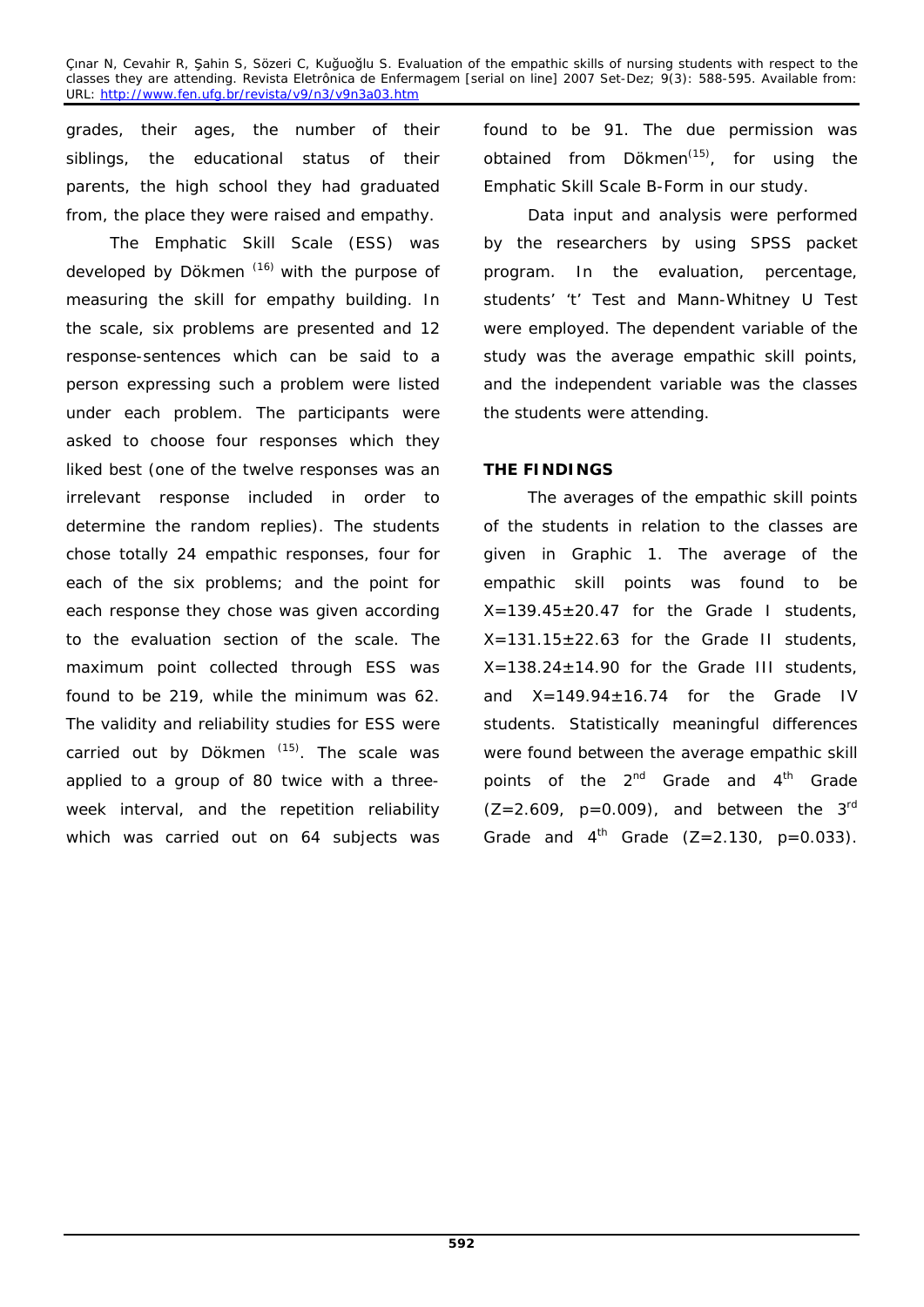grades, their ages, the number of their siblings, the educational status of their parents, the high school they had graduated from, the place they were raised and empathy.

The Emphatic Skill Scale (ESS) was developed by Dökmen [16] with the purpose of measuring the skill for empathy building. In the scale, six problems are presented and 12 response-sentences which can be said to a person expressing such a problem were listed under each problem. The participants were asked to choose four responses which they liked best (one of the twelve responses was an irrelevant response included in order to determine the random replies). The students chose totally 24 empathic responses, four for each of the six problems; and the point for each response they chose was given according to the evaluation section of the scale. The maximum point collected through ESS was found to be 219, while the minimum was 62. The validity and reliability studies for ESS were carried out by Dökmen [15]. The scale was applied to a group of 80 twice with a three-week interval, and the repetition reliability which was carried out on 64 subjects was found to be 91. The due permission was obtained from Dökmen[15], for using the Emphatic Skill Scale B-Form in our study.

Data input and analysis were performed by the researchers by using SPSS packet program. In the evaluation, percentage, students' 't' Test and Mann-Whitney U Test were employed. The dependent variable of the study was the average empathic skill points, and the independent variable was the classes the students were attending.

**THE FINDINGS**

The averages of the empathic skill points of the students in relation to the classes are given in Graphic 1. The average of the empathic skill points was found to be $X=139.45 \pm 20.47$ for the Grade I students, $X=131.15 \pm 22.63$ for the Grade II students, $X=138.24 \pm 14.90$ for the Grade III students, and $X=149.94 \pm 16.74$ for the Grade IV students. Statistically meaningful differences were found between the average empathic skill points of the 2nd Grade and 4th Grade ($Z=2.609$, $p=0.009$), and between the 3rd Grade and 4th Grade ($Z=2.130$, $p=0.033$).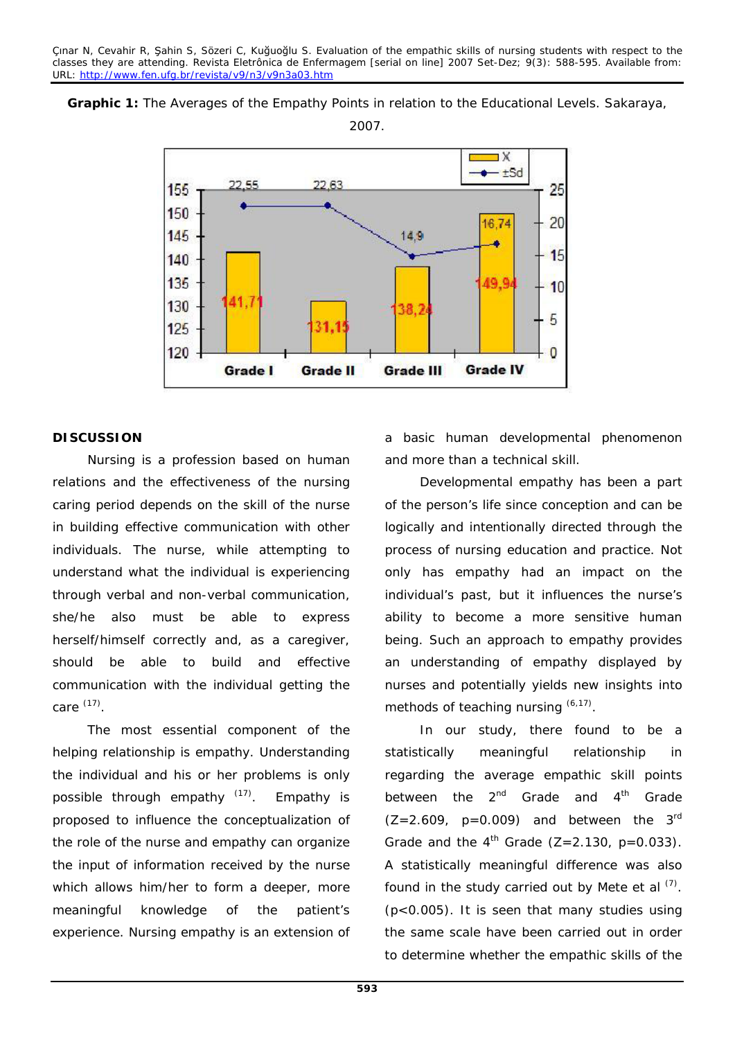**Graphic 1:** The Averages of the Empathy Points in relation to the Educational Levels. Sakaraya, 2007.

## DISCUSSION

Nursing is a profession based on human relations and the effectiveness of the nursing caring period depends on the skill of the nurse in building effective communication with other individuals. The nurse, while attempting to understand what the individual is experiencing through verbal and non-verbal communication, she/he also must be able to express herself/himself correctly and, as a caregiver, should be able to build and effective communication with the individual getting the care [17].

The most essential component of the helping relationship is empathy. Understanding the individual and his or her problems is only possible through empathy [17]. Empathy is proposed to influence the conceptualization of the role of the nurse and empathy can organize the input of information received by the nurse which allows him/her to form a deeper, more meaningful knowledge of the patient's experience. Nursing empathy is an extension of a basic human developmental phenomenon and more than a technical skill.

Developmental empathy has been a part of the person's life since conception and can be logically and intentionally directed through the process of nursing education and practice. Not only has empathy had an impact on the individual's past, but it influences the nurse's ability to become a more sensitive human being. Such an approach to empathy provides an understanding of empathy displayed by nurses and potentially yields new insights into methods of teaching nursing [6,17].

In our study, there found to be a statistically meaningful relationship in regarding the average empathic skill points between the 2nd Grade and 4th Grade ($Z=2.609$, $p=0.009$) and between the 3rd Grade and the 4th Grade ($Z=2.130$, $p=0.033$). A statistically meaningful difference was also found in the study carried out by Mete et al [7]. ($p<0.005$). It is seen that many studies using the same scale have been carried out in order to determine whether the empathic skills of the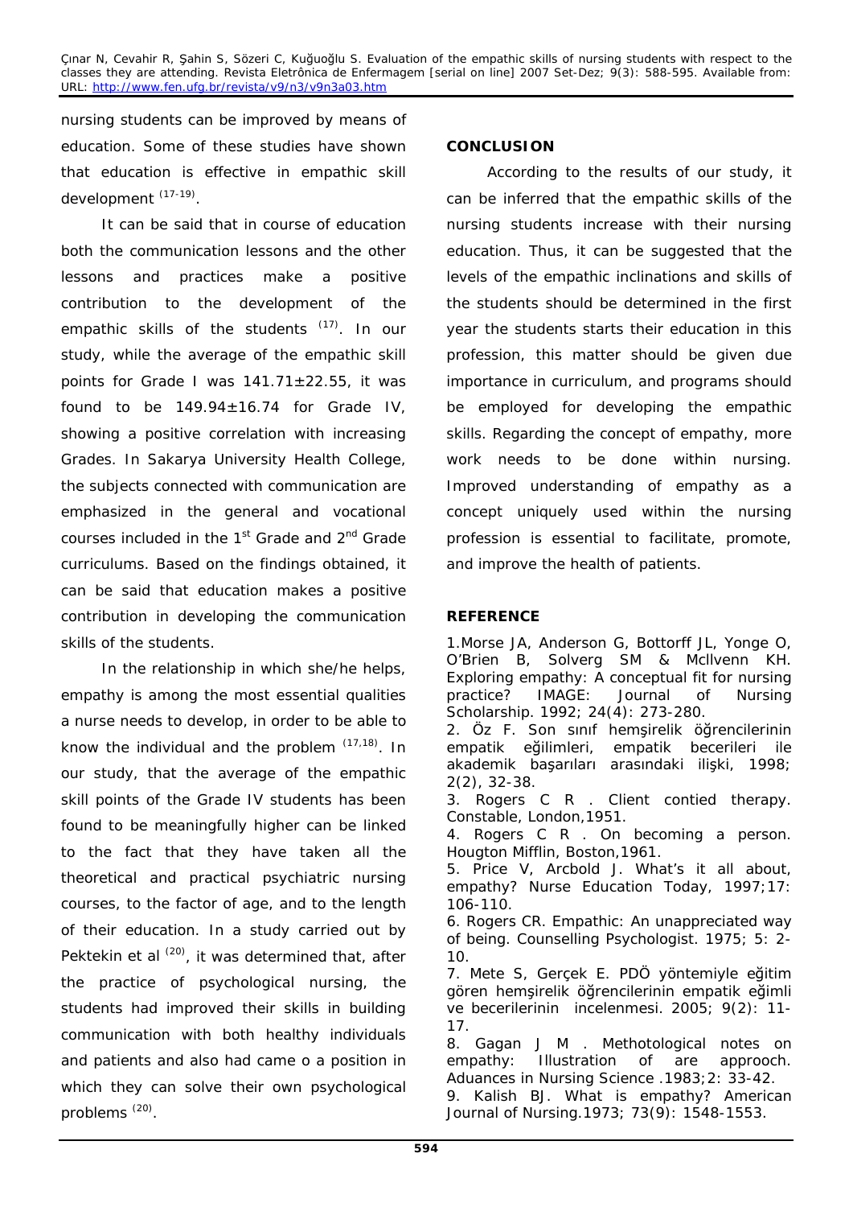nursing students can be improved by means of education. Some of these studies have shown that education is effective in empathic skill development [17-19].

It can be said that in course of education both the communication lessons and the other lessons and practices make a positive contribution to the development of the empathic skills of the students [17]. In our study, while the average of the empathic skill points for Grade I was 141.71±22.55, it was found to be 149.94±16.74 for Grade IV, showing a positive correlation with increasing Grades. In Sakarya University Health College, the subjects connected with communication are emphasized in the general and vocational courses included in the 1st Grade and 2nd Grade curriculums. Based on the findings obtained, it can be said that education makes a positive contribution in developing the communication skills of the students.

In the relationship in which she/he helps, empathy is among the most essential qualities a nurse needs to develop, in order to be able to know the individual and the problem [17,18]. In our study, that the average of the empathic skill points of the Grade IV students has been found to be meaningfully higher can be linked to the fact that they have taken all the theoretical and practical psychiatric nursing courses, to the factor of age, and to the length of their education. In a study carried out by Pektekin et al [20], it was determined that, after the practice of psychological nursing, the students had improved their skills in building communication with both healthy individuals and patients and also had came o a position in which they can solve their own psychological problems [20].

## CONCLUSION

According to the results of our study, it can be inferred that the empathic skills of the nursing students increase with their nursing education. Thus, it can be suggested that the levels of the empathic inclinations and skills of the students should be determined in the first year the students starts their education in this profession, this matter should be given due importance in curriculum, and programs should be employed for developing the empathic skills. Regarding the concept of empathy, more work needs to be done within nursing. Improved understanding of empathy as a concept uniquely used within the nursing profession is essential to facilitate, promote, and improve the health of patients.

## REFERENCE

1.Morse JA, Anderson G, Bottorff JL, Yonge O, O'Brien B, Solverg SM & Mcllvenn KH. Exploring empathy: A conceptual fit for nursing practice? IMAGE: Journal of Nursing Scholarship. 1992; 24(4): 273-280.

2. Öz F. Son sınıf hemşirelik öğrencilerinin empatik eğilimleri, empatik becerileri ile akademik başarıları arasındaki ilişki, 1998; 2(2), 32-38.

3. Rogers C R . Client contied therapy. Constable, London,1951.

4. Rogers C R . On becoming a person. Hougton Mifflin, Boston,1961.

5. Price V, Arcbold J. What's it all about, empathy? Nurse Education Today, 1997;17: 106-110.

6. Rogers CR. Empathic: An unappreciated way of being. Counselling Psychologist. 1975; 5: 2-10.

7. Mete S, Gerçek E. PDÖ yöntemiyle eğitim gören hemşirelik öğrencilerinin empatik eğimli ve becerilerinin incelenmesi. 2005; 9(2): 11-17.

8. Gagan J M . Methotological notes on empathy: Illustration of are approoch. Aduances in Nursing Science .1983;2: 33-42.

9. Kalish BJ. What is empathy? American Journal of Nursing.1973; 73(9): 1548-1553.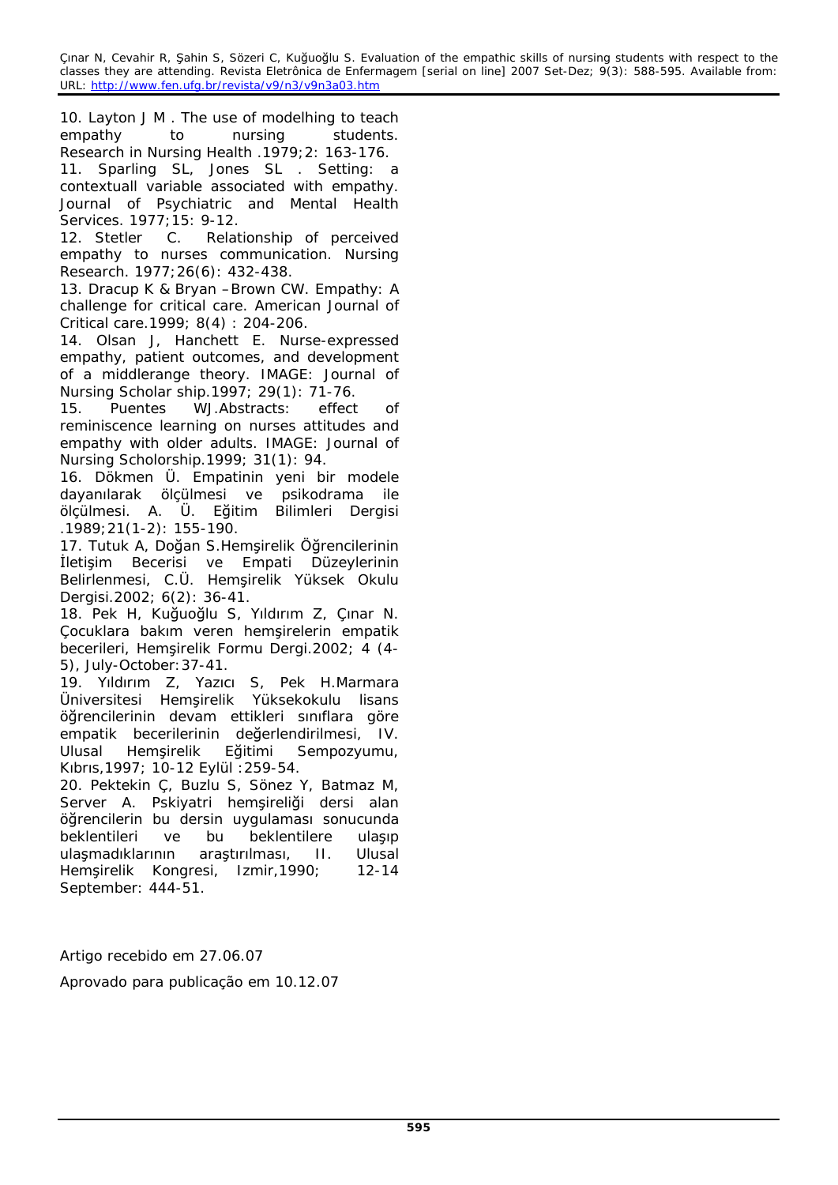10. Layton J M . The use of modelhing to teach empathy to nursing students. Research in Nursing Health .1979;2: 163-176.

11. Sparling SL, Jones SL . Setting: a contextuall variable associated with empathy. Journal of Psychiatric and Mental Health Services. 1977;15: 9-12.

12. Stetler C. Relationship of perceived empathy to nurses communication. Nursing Research. 1977;26(6): 432-438.

13. Dracup K & Bryan –Brown CW. Empathy: A challenge for critical care. American Journal of Critical care.1999; 8(4) : 204-206.

14. Olsan J, Hanchett E. Nurse-expressed empathy, patient outcomes, and development of a middlerange theory. IMAGE: Journal of Nursing Scholar ship.1997; 29(1): 71-76.

15. Puentes WJ.Abstracts: effect of reminiscence learning on nurses attitudes and empathy with older adults. IMAGE: Journal of Nursing Scholorship.1999; 31(1): 94.

16. Dökmen Ü. Empatinin yeni bir modele dayanılarak ölçülmesi ve psikodrama ile ölçülmesi. A. Ü. Eğitim Bilimleri Dergisi .1989;21(1-2): 155-190.

17. Tutuk A, Doğan S.Hemşirelik Öğrencilerinin İletişim Becerisi ve Empati Düzeylerinin Belirlenmesi, C.Ü. Hemşirelik Yüksek Okulu Dergisi.2002; 6(2): 36-41.

18. Pek H, Kuğuoğlu S, Yıldırım Z, Çınar N. Çocuklara bakım veren hemşirelerin empatik becerileri, Hemşirelik Formu Dergi.2002; 4 (4-5), July-October:37-41.

19. Yıldırım Z, Yazıcı S, Pek H.Marmara Üniversitesi Hemşirelik Yüksekokulu lisans öğrencilerinin devam ettikleri sınıflara göre empatik becerilerinin değerlendirilmesi, IV. Ulusal Hemşirelik Eğitimi Sempozyumu, Kıbrıs,1997; 10-12 Eylül :259-54.

20. Pektekin Ç, Buzlu S, Sönez Y, Batmaz M, Server A. Pskiyatri hemşireliği dersi alan öğrencilerin bu dersin uygulaması sonucunda beklentileri ve bu beklentilere ulaşıp ulaşmadıklarının araştırılması, II. Ulusal Hemşirelik Kongresi, Izmir,1990; 12-14 September: 444-51.

Artigo recebido em 27.06.07

Aprovado para publicação em 10.12.07